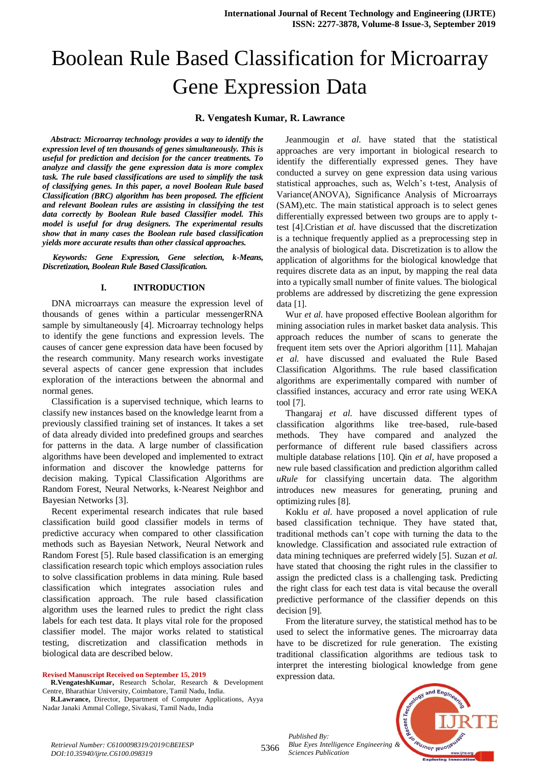# Boolean Rule Based Classification for Microarray Gene Expression Data

**R. Vengatesh Kumar, R. Lawrance**

***Abstract: Microarray technology provides a way to identify the expression level of ten thousands of genes simultaneously. This is useful for prediction and decision for the cancer treatments. To analyze and classify the gene expression data is more complex task. The rule based classifications are used to simplify the task of classifying genes. In this paper, a novel Boolean Rule based Classification (BRC) algorithm has been proposed. The efficient and relevant Boolean rules are assisting in classifying the test data correctly by Boolean Rule based Classifier model. This model is useful for drug designers. The experimental results show that in many cases the Boolean rule based classification yields more accurate results than other classical approaches.***

***Keywords: Gene Expression, Gene selection, k-Means, Discretization, Boolean Rule Based Classification.***

## I. INTRODUCTION

DNA microarrays can measure the expression level of thousands of genes within a particular messengerRNA sample by simultaneously [4]. Microarray technology helps to identify the gene functions and expression levels. The causes of cancer gene expression data have been focused by the research community. Many research works investigate several aspects of cancer gene expression that includes exploration of the interactions between the abnormal and normal genes.

Classification is a supervised technique, which learns to classify new instances based on the knowledge learnt from a previously classified training set of instances. It takes a set of data already divided into predefined groups and searches for patterns in the data. A large number of classification algorithms have been developed and implemented to extract information and discover the knowledge patterns for decision making. Typical Classification Algorithms are Random Forest, Neural Networks, k-Nearest Neighbor and Bayesian Networks [3].

Recent experimental research indicates that rule based classification build good classifier models in terms of predictive accuracy when compared to other classification methods such as Bayesian Network, Neural Network and Random Forest [5]. Rule based classification is an emerging classification research topic which employs association rules to solve classification problems in data mining. Rule based classification which integrates association rules and classification approach. The rule based classification algorithm uses the learned rules to predict the right class labels for each test data. It plays vital role for the proposed classifier model. The major works related to statistical testing, discretization and classification methods in biological data are described below.

Jeanmougin *et al.* have stated that the statistical approaches are very important in biological research to identify the differentially expressed genes. They have conducted a survey on gene expression data using various statistical approaches, such as, Welch's t-test, Analysis of Variance(ANOVA), Significance Analysis of Microarrays (SAM),etc. The main statistical approach is to select genes differentially expressed between two groups are to apply t-test [4].Cristian *et al.* have discussed that the discretization is a technique frequently applied as a preprocessing step in the analysis of biological data. Discretization is to allow the application of algorithms for the biological knowledge that requires discrete data as an input, by mapping the real data into a typically small number of finite values. The biological problems are addressed by discretizing the gene expression data [1].

Wur *et al.* have proposed effective Boolean algorithm for mining association rules in market basket data analysis. This approach reduces the number of scans to generate the frequent item sets over the Apriori algorithm [11]. Mahajan *et al.* have discussed and evaluated the Rule Based Classification Algorithms. The rule based classification algorithms are experimentally compared with number of classified instances, accuracy and error rate using WEKA tool [7].

Thangaraj *et al.* have discussed different types of classification algorithms like tree-based, rule-based methods. They have compared and analyzed the performance of different rule based classifiers across multiple database relations [10]. Qin *et al,* have proposed a new rule based classification and prediction algorithm called *uRule* for classifying uncertain data. The algorithm introduces new measures for generating, pruning and optimizing rules [8].

Koklu *et al.* have proposed a novel application of rule based classification technique. They have stated that, traditional methods can't cope with turning the data to the knowledge. Classification and associated rule extraction of data mining techniques are preferred widely [5]. Suzan *et al.* have stated that choosing the right rules in the classifier to assign the predicted class is a challenging task. Predicting the right class for each test data is vital because the overall predictive performance of the classifier depends on this decision [9].

From the literature survey, the statistical method has to be used to select the informative genes. The microarray data have to be discretized for rule generation. The existing traditional classification algorithms are tedious task to interpret the interesting biological knowledge from gene expression data.

**Revised Manuscript Received on September 15, 2019**

**R.VengateshKumar,** Research Scholar, Research & Development Centre, Bharathiar University, Coimbatore, Tamil Nadu, India.

**R.Lawrance,** Director, Department of Computer Applications, Ayya Nadar Janaki Ammal College, Sivakasi, Tamil Nadu, India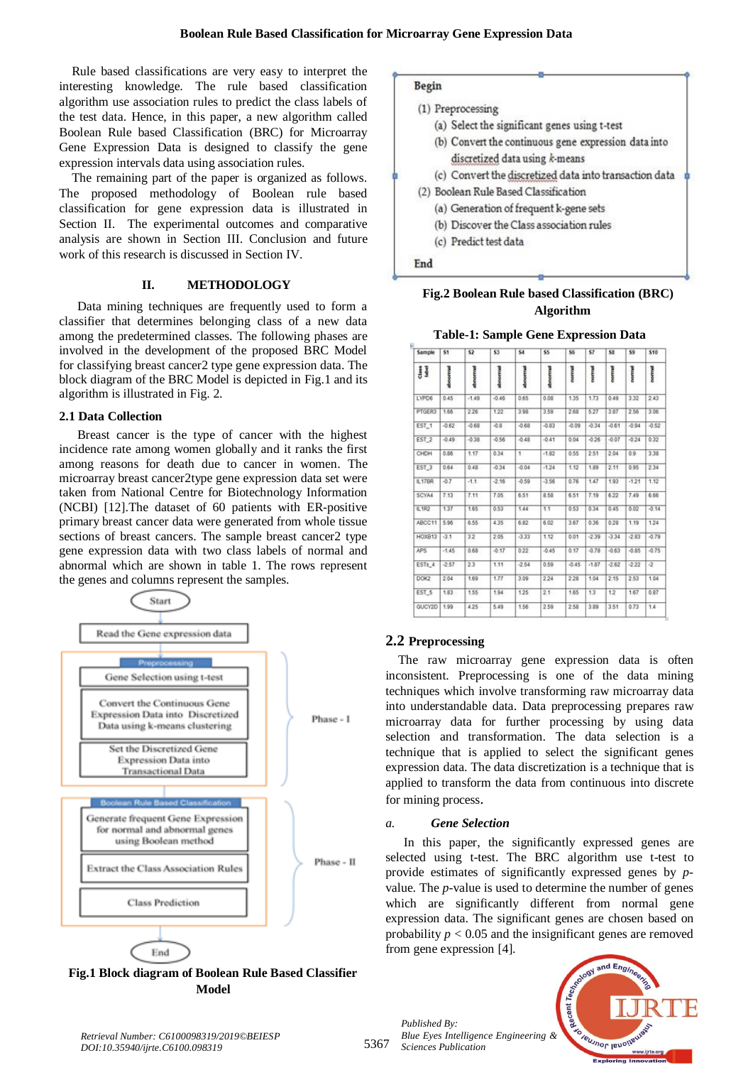Rule based classifications are very easy to interpret the interesting knowledge. The rule based classification algorithm use association rules to predict the class labels of the test data. Hence, in this paper, a new algorithm called Boolean Rule based Classification (BRC) for Microarray Gene Expression Data is designed to classify the gene expression intervals data using association rules.

The remaining part of the paper is organized as follows. The proposed methodology of Boolean rule based classification for gene expression data is illustrated in Section II. The experimental outcomes and comparative analysis are shown in Section III. Conclusion and future work of this research is discussed in Section IV.

## II. METHODOLOGY

Data mining techniques are frequently used to form a classifier that determines belonging class of a new data among the predetermined classes. The following phases are involved in the development of the proposed BRC Model for classifying breast cancer2 type gene expression data. The block diagram of the BRC Model is depicted in Fig.1 and its algorithm is illustrated in Fig. 2.

### 2.1 Data Collection

Breast cancer is the type of cancer with the highest incidence rate among women globally and it ranks the first among reasons for death due to cancer in women. The microarray breast cancer2type gene expression data set were taken from National Centre for Biotechnology Information (NCBI) [12].The dataset of 60 patients with ER-positive primary breast cancer data were generated from whole tissue sections of breast cancers. The sample breast cancer2 type gene expression data with two class labels of normal and abnormal which are shown in table 1. The rows represent the genes and columns represent the samples.

Start

Read the Gene expression data

Phase - I: Preprocessing
- Gene Selection using t-test
- Convert the Continuous Gene Expression Data into Discretized Data using k-means clustering
- Set the Discretized Gene Expression Data into Transactional Data

Phase - II: Boolean Rule Based Classification
- Generate frequent Gene Expression for normal and abnormal genes using Boolean method
- Extract the Class Association Rules
- Class Prediction

End

**Fig.1 Block diagram of Boolean Rule Based Classifier Model**

**Begin**

(1) Preprocessing
 (a) Select the significant genes using t-test
 (b) Convert the continuous gene expression data into discretized data using *k*-means
 (c) Convert the discretized data into transaction data

(2) Boolean Rule Based Classification
 (a) Generation of frequent k-gene sets
 (b) Discover the Class association rules
 (c) Predict test data

**End**

**Fig.2 Boolean Rule based Classification (BRC) Algorithm**

**Table-1: Sample Gene Expression Data**

| Sample | S1 | S2 | S3 | S4 | S5 | S6 | S7 | S8 | S9 | S10 |
|---|---|---|---|---|---|---|---|---|---|---|
| Class label | abnormal | abnormal | abnormal | abnormal | abnormal | normal | normal | normal | normal | normal |
| LYPD6 | 0.45 | -1.49 | -0.46 | 0.65 | 0.08 | 1.35 | 1.73 | 0.49 | 3.32 | 2.43 |
| PTGER3 | 1.66 | 2.26 | 1.22 | 3.98 | 3.59 | 2.68 | 5.27 | 3.87 | 2.56 | 3.06 |
| EST_1 | -0.62 | -0.68 | -0.8 | -0.68 | -0.83 | -0.09 | -0.34 | -0.61 | -0.94 | -0.52 |
| EST_2 | -0.49 | -0.38 | -0.56 | -0.48 | -0.41 | 0.04 | -0.26 | -0.07 | -0.24 | 0.32 |
| CHDH | 0.86 | 1.17 | 0.34 | 1 | -1.82 | 0.55 | 2.51 | 2.04 | 0.9 | 3.38 |
| EST_3 | 0.64 | 0.48 | -0.34 | -0.04 | -1.24 | 1.12 | 1.89 | 2.11 | 0.95 | 2.34 |
| IL17BR | -0.7 | -1.1 | -2.16 | -0.59 | -3.56 | 0.76 | 1.47 | 1.93 | -1.21 | 1.12 |
| SCYA4 | 7.13 | 7.11 | 7.05 | 6.51 | 8.58 | 6.51 | 7.19 | 6.22 | 7.49 | 6.66 |
| IL1R2 | 1.37 | 1.65 | 0.53 | 1.44 | 1.1 | 0.53 | 0.34 | 0.45 | 0.02 | -0.14 |
| ABCC11 | 5.96 | 6.55 | 4.35 | 6.82 | 6.02 | 3.67 | 0.36 | 0.28 | 1.19 | 1.24 |
| HOXB13 | -3.1 | 3.2 | 2.05 | -3.33 | 1.12 | 0.01 | -2.39 | -3.34 | -2.83 | -0.79 |
| APS | -1.45 | 0.68 | -0.17 | 0.22 | -0.45 | 0.17 | -0.78 | -0.63 | -0.85 | -0.75 |
| ESTs_4 | -2.57 | 2.3 | 1.11 | -2.54 | 0.59 | -0.45 | -1.87 | -2.62 | -2.22 | -2 |
| DOK2 | 2.04 | 1.69 | 1.77 | 3.09 | 2.24 | 2.28 | 1.04 | 2.15 | 2.53 | 1.04 |
| EST_5 | 1.83 | 1.55 | 1.94 | 1.25 | 2.1 | 1.65 | 1.3 | 1.2 | 1.67 | 0.87 |
| GUCY2D | 1.99 | 4.25 | 5.49 | 1.56 | 2.59 | 2.58 | 3.89 | 3.51 | 0.73 | 1.4 |

### 2.2 Preprocessing

The raw microarray gene expression data is often inconsistent. Preprocessing is one of the data mining techniques which involve transforming raw microarray data into understandable data. Data preprocessing prepares raw microarray data for further processing by using data selection and transformation. The data selection is a technique that is applied to select the significant genes expression data. The data discretization is a technique that is applied to transform the data from continuous into discrete for mining process.

#### a. *Gene Selection*

In this paper, the significantly expressed genes are selected using t-test. The BRC algorithm use t-test to provide estimates of significantly expressed genes by *p*-value. The *p*-value is used to determine the number of genes which are significantly different from normal gene expression data. The significant genes are chosen based on probability $p < 0.05$ and the insignificant genes are removed from gene expression [4].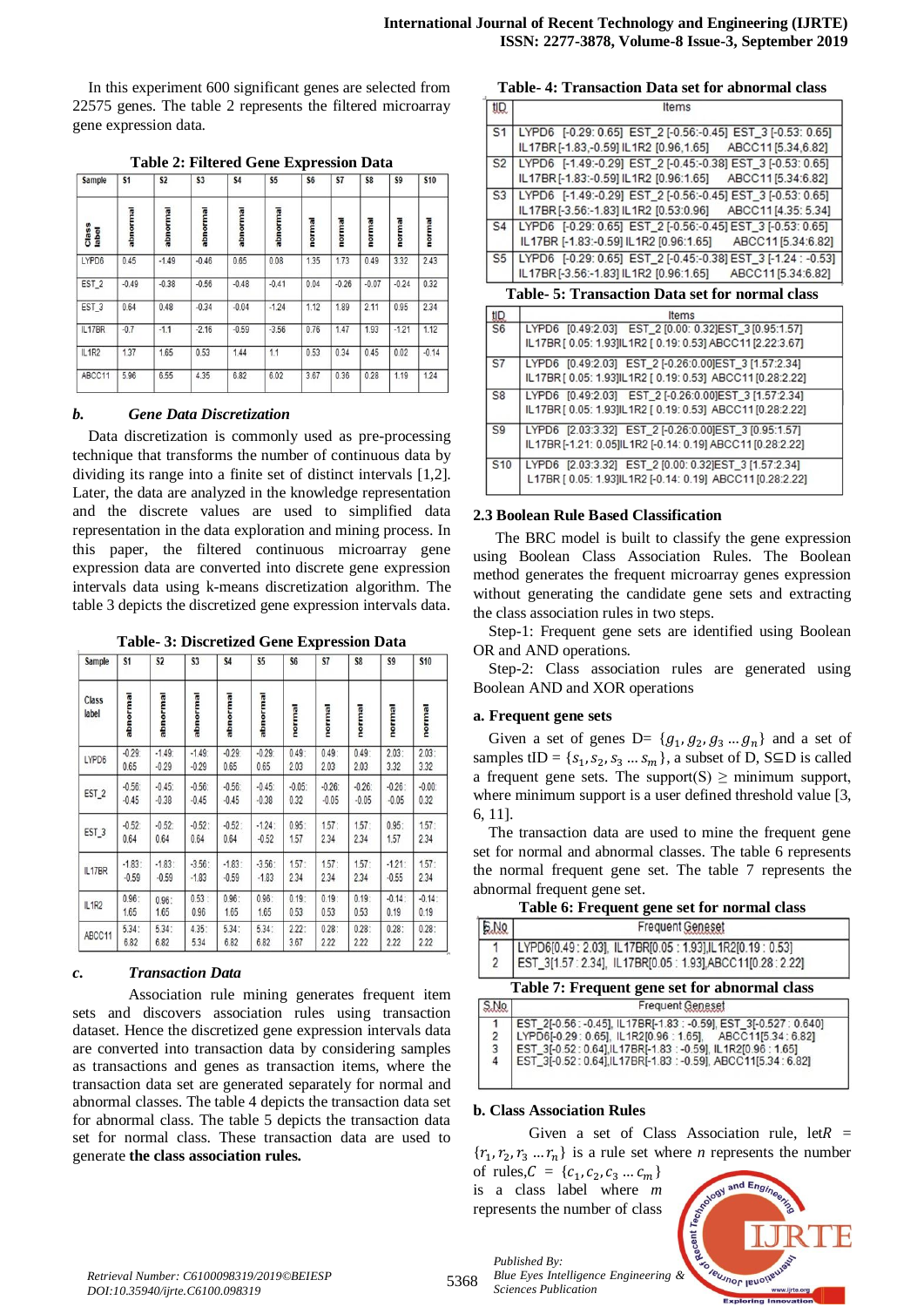In this experiment 600 significant genes are selected from 22575 genes. The table 2 represents the filtered microarray gene expression data.

**Table 2: Filtered Gene Expression Data**

| Sample | S1 | S2 | S3 | S4 | S5 | S6 | S7 | S8 | S9 | S10 |
|---|---|---|---|---|---|---|---|---|---|---|
| Class label | abnormal | abnormal | abnormal | abnormal | abnormal | normal | normal | normal | normal | normal |
| LYPD6 | 0.45 | -1.49 | -0.46 | 0.65 | 0.08 | 1.35 | 1.73 | 0.49 | 3.32 | 2.43 |
| EST_2 | -0.49 | -0.38 | -0.56 | -0.48 | -0.41 | 0.04 | -0.26 | -0.07 | -0.24 | 0.32 |
| EST_3 | 0.64 | 0.48 | -0.34 | -0.04 | -1.24 | 1.12 | 1.89 | 2.11 | 0.95 | 2.34 |
| IL17BR | -0.7 | -1.1 | -2.16 | -0.59 | -3.56 | 0.76 | 1.47 | 1.93 | -1.21 | 1.12 |
| IL1R2 | 1.37 | 1.65 | 0.53 | 1.44 | 1.1 | 0.53 | 0.34 | 0.45 | 0.02 | -0.14 |
| ABCC11 | 5.96 | 6.55 | 4.35 | 6.82 | 6.02 | 3.67 | 0.36 | 0.28 | 1.19 | 1.24 |

### b. *Gene Data Discretization*

Data discretization is commonly used as pre-processing technique that transforms the number of continuous data by dividing its range into a finite set of distinct intervals [1,2]. Later, the data are analyzed in the knowledge representation and the discrete values are used to simplified data representation in the data exploration and mining process. In this paper, the filtered continuous microarray gene expression data are converted into discrete gene expression intervals data using k-means discretization algorithm. The table 3 depicts the discretized gene expression intervals data.

**Table- 3: Discretized Gene Expression Data**

| Sample | S1 | S2 | S3 | S4 | S5 | S6 | S7 | S8 | S9 | S10 |
|---|---|---|---|---|---|---|---|---|---|---|
| Class label | abnormal | abnormal | abnormal | abnormal | abnormal | normal | normal | normal | normal | normal |
| LYPD6 | -0.29: 0.65 | -1.49: -0.29 | -1.49: -0.29 | -0.29: 0.65 | -0.29: 0.65 | 0.49: 2.03 | 0.49: 2.03 | 0.49: 2.03 | 2.03: 3.32 | 2.03: 3.32 |
| EST_2 | -0.56: -0.45 | -0.45: -0.38 | -0.56: -0.45 | -0.56: -0.45 | -0.45: -0.38 | -0.05: 0.32 | -0.26: -0.05 | -0.26: -0.05 | -0.26: -0.05 | -0.00: 0.32 |
| EST_3 | -0.52: 0.64 | -0.52: 0.64 | -0.52: 0.64 | -0.52: 0.64 | -1.24: -0.52 | 0.95: 1.57 | 1.57: 2.34 | 1.57: 2.34 | 0.95: 1.57 | 1.57: 2.34 |
| IL17BR | -1.83: -0.59 | -1.83: -0.59 | -3.56: -1.83 | -1.83: -0.59 | -3.56: -1.83 | 1.57: 2.34 | 1.57: 2.34 | 1.57: 2.34 | -1.21: -0.55 | 1.57: 2.34 |
| IL1R2 | 0.96: 1.65 | 0.96: 1.65 | 0.53: 0.96 | 0.96: 1.65 | 0.96: 1.65 | 0.19: 0.53 | 0.19: 0.53 | 0.19: 0.53 | -0.14: 0.19 | -0.14: 0.19 |
| ABCC11 | 5.34: 6.82 | 5.34: 6.82 | 4.35: 5.34 | 5.34: 6.82 | 5.34: 6.82 | 2.22: 3.67 | 0.28: 2.22 | 0.28: 2.22 | 0.28: 2.22 | 0.28: 2.22 |

### c. *Transaction Data*

Association rule mining generates frequent item sets and discovers association rules using transaction dataset. Hence the discretized gene expression intervals data are converted into transaction data by considering samples as transactions and genes as transaction items, where the transaction data set are generated separately for normal and abnormal classes. The table 4 depicts the transaction data set for abnormal class. The table 5 depicts the transaction data set for normal class. These transaction data are used to generate **the class association rules.**

**Table- 4: Transaction Data set for abnormal class**

| tID | Items |
|---|---|
| S1 | LYPD6 [-0.29: 0.65] EST_2 [-0.56:-0.45] EST_3 [-0.53: 0.65] IL17BR[-1.83,-0.59] IL1R2 [0.96,1.65] ABCC11[5.34,6.82] |
| S2 | LYPD6 [-1.49:-0.29] EST_2 [-0.45:-0.38] EST_3 [-0.53: 0.65] IL17BR[-1.83:-0.59] IL1R2 [0.96:1.65] ABCC11[5.34:6.82] |
| S3 | LYPD6 [-1.49:-0.29] EST_2 [-0.56:-0.45] EST_3 [-0.53: 0.65] IL17BR[-3.56:-1.83] IL1R2 [0.53:0.96] ABCC11[4.35: 5.34] |
| S4 | LYPD6 [-0.29: 0.65] EST_2 [-0.56:-0.45] EST_3 [-0.53: 0.65] IL17BR [-1.83:-0.59] IL1R2 [0.96:1.65] ABCC11[5.34:6.82] |
| S5 | LYPD6 [-0.29: 0.65] EST_2 [-0.45:-0.38] EST_3 [-1.24 : -0.53] IL17BR[-3.56:-1.83] IL1R2 [0.96:1.65] ABCC11[5.34:6.82] |

**Table- 5: Transaction Data set for normal class**

| tID | Items |
|---|---|
| S6 | LYPD6 [0.49:2.03] EST_2 [0.00: 0.32]EST_3 [0.95:1.57] IL17BR[ 0.05: 1.93]IL1R2 [ 0.19: 0.53] ABCC11[2.22:3.67] |
| S7 | LYPD6 [0.49:2.03] EST_2 [-0.26:0.00]EST_3 [1.57:2.34] IL17BR[ 0.05: 1.93]IL1R2 [ 0.19: 0.53] ABCC11[0.28:2.22] |
| S8 | LYPD6 [0.49:2.03] EST_2 [-0.26:0.00]EST_3 [1.57:2.34] IL17BR[ 0.05: 1.93]IL1R2 [ 0.19: 0.53] ABCC11[0.28:2.22] |
| S9 | LYPD6 [2.03:3.32] EST_2 [-0.26:0.00]EST_3 [0.95:1.57] IL17BR[-1.21: 0.05]IL1R2 [-0.14: 0.19] ABCC11[0.28:2.22] |
| S10 | LYPD6 [2.03:3.32] EST_2 [0.00: 0.32]EST_3 [1.57:2.34] L17BR [ 0.05: 1.93]IL1R2 [-0.14: 0.19] ABCC11[0.28:2.22] |

## 2.3 Boolean Rule Based Classification

The BRC model is built to classify the gene expression using Boolean Class Association Rules. The Boolean method generates the frequent microarray genes expression without generating the candidate gene sets and extracting the class association rules in two steps.

Step-1: Frequent gene sets are identified using Boolean OR and AND operations.

Step-2: Class association rules are generated using Boolean AND and XOR operations

### a. Frequent gene sets

Given a set of genes D= $\{g_1, g_2, g_3 \ldots g_n\}$ and a set of samples tID = $\{s_1, s_2, s_3 \ldots s_m\}$, a subset of D, S⊆D is called a frequent gene sets. The support(S) ≥ minimum support, where minimum support is a user defined threshold value [3, 6, 11].

The transaction data are used to mine the frequent gene set for normal and abnormal classes. The table 6 represents the normal frequent gene set. The table 7 represents the abnormal frequent gene set.

**Table 6: Frequent gene set for normal class**

| S.No | Frequent Geneset |
|---|---|
| 1 | LYPD6[0.49: 2.03], IL17BR[0.05 : 1.93],IL1R2[0.19 : 0.53] |
| 2 | EST_3[1.57: 2.34], IL17BR[0.05 : 1.93],ABCC11[0.28 : 2.22] |

**Table 7: Frequent gene set for abnormal class**

| S.No | Frequent Geneset |
|---|---|
| 1 | EST_2[-0.56 : -0.45], IL17BR[-1.83 : -0.59], EST_3[-0.527 : 0.640] |
| 2 | LYPD6[-0.29 : 0.65], IL1R2[0.96 : 1.65], ABCC11[5.34 : 6.82] |
| 3 | EST_3[-0.52 : 0.64],IL17BR[-1.83 : -0.59], IL1R2[0.96 : 1.65] |
| 4 | EST_3[-0.52 : 0.64],IL17BR[-1.83 : -0.59], ABCC11[5.34 : 6.82] |

### b. Class Association Rules

Given a set of Class Association rule, let $R = \{r_1, r_2, r_3 \ldots r_n\}$ is a rule set where *n* represents the number of rules, $C = \{c_1, c_2, c_3 \ldots c_m\}$ is a class label where *m* represents the number of class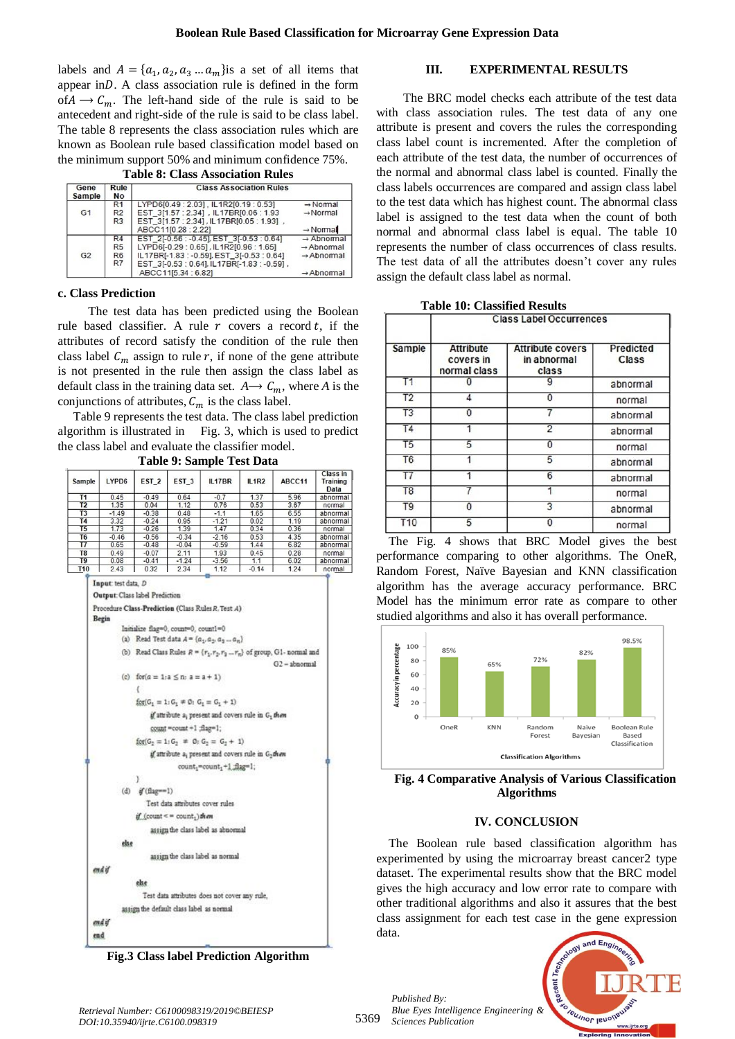labels and $A = \{a_1, a_2, a_3 \dots a_m\}$is a set of all items that appear in$D$. A class association rule is defined in the form of$A \longrightarrow C_m$. The left-hand side of the rule is said to be antecedent and right-side of the rule is said to be class label. The table 8 represents the class association rules which are known as Boolean rule based classification model based on the minimum support 50% and minimum confidence 75%.

**Table 8: Class Association Rules**

| Gene Sample | Rule No | Class Association Rules | |
|---|---|---|---|
| G1 | R1 | LYPD6[0.49 : 2.03] , IL1R2[0.19 : 0.53] | → Normal |
| | R2 | EST_3[1.57 : 2.34] , IL17BR[0.06 : 1.93 | → Normal |
| | R3 | EST_3[1.57 : 2.34] , IL17BR[0.05 : 1.93] , ABCC11[0.28 : 2.22] | → Normal |
| G2 | R4 | EST_2[-0.56 : -0.45], EST_3[-0.53 : 0.64] | → Abnormal |
| | R5 | LYPD6[-0.29 : 0.65] , IL1R2[0.96 : 1.65] | → Abnormal |
| | R6 | IL17BR[-1.83 : -0.59], EST_3[-0.53 : 0.64] | → Abnormal |
| | R7 | EST_3[-0.53 : 0.64], IL17BR[-1.83 : -0.59] , ABCC11[5.34 : 6.82] | → Abnormal |

### c. Class Prediction

The test data has been predicted using the Boolean rule based classifier. A rule $r$ covers a record $t$, if the attributes of record satisfy the condition of the rule then class label $C_m$ assign to rule $r$, if none of the gene attribute is not present in the rule then assign the class label as default class in the training data set. $A \longrightarrow C_m$, where $A$ is the conjunctions of attributes, $C_m$ is the class label.

Table 9 represents the test data. The class label prediction algorithm is illustrated in Fig. 3, which is used to predict the class label and evaluate the classifier model.

**Table 9: Sample Test Data**

| Sample | LYPD6 | EST_2 | EST_3 | IL17BR | IL1R2 | ABCC11 | Class in Training Data |
|---|---|---|---|---|---|---|---|
| T1 | 0.45 | -0.49 | 0.64 | -0.7 | 1.37 | 5.96 | abnormal |
| T2 | 1.35 | 0.04 | 1.12 | 0.76 | 0.53 | 3.67 | normal |
| T3 | -1.49 | -0.38 | 0.48 | -1.1 | 1.65 | 6.55 | abnormal |
| T4 | 3.32 | -0.24 | 0.95 | -1.21 | 0.02 | 1.19 | abnormal |
| T5 | 1.73 | -0.26 | 1.39 | 1.47 | 0.34 | 0.36 | normal |
| T6 | -0.46 | -0.56 | -0.34 | -2.16 | 0.53 | 4.35 | abnormal |
| T7 | 0.65 | -0.48 | -0.04 | -0.59 | 1.44 | 6.82 | abnormal |
| T8 | 0.49 | -0.07 | 2.11 | 1.93 | 0.45 | 0.28 | normal |
| T9 | 0.08 | -0.41 | -1.24 | -3.56 | 1.1 | 6.02 | abnormal |
| T10 | 2.43 | 0.32 | 2.34 | 1.12 | -0.14 | 1.24 | normal |

```
Input: test data, D
Output: Class label Prediction
Procedure Class-Prediction (Class Rules R, Test A)
Begin
    Initialize flag=0, count=0, count1=0
    (a) Read Test data A = {a1, a2, a3 ... an}
    (b) Read Class Rules R = {r1, r2, r3 ... rn} of group, G1- normal and
                                                    G2 – abnormal
    (c) for(a = 1; a ≤ n; a = a + 1)
        {
        for(G1 = 1; G1 ≠ 0; G1 = G1 + 1)
            if attribute ai present and covers rule in G1 then
            count =count +1 ;flag=1;
        for(G2 = 1; G2 ≠ 0; G2 = G2 + 1)
            if attribute ai present and covers rule in G2 then
                count1=count1+1 ;flag=1;
        }
    (d) if (flag==1)
            Test data attributes cover rules
        if (count <= count1) then
            assign the class label as abnormal
        else
            assign the class label as normal
end if
        else
            Test data attributes does not cover any rule,
        assign the default class label as normal
end if
end
```

**Fig.3 Class label Prediction Algorithm**

## III. EXPERIMENTAL RESULTS

The BRC model checks each attribute of the test data with class association rules. The test data of any one attribute is present and covers the rules the corresponding class label count is incremented. After the completion of each attribute of the test data, the number of occurrences of the normal and abnormal class label is counted. Finally the class labels occurrences are compared and assign class label to the test data which has highest count. The abnormal class label is assigned to the test data when the count of both normal and abnormal class label is equal. The table 10 represents the number of class occurrences of class results. The test data of all the attributes doesn't cover any rules assign the default class label as normal.

**Table 10: Classified Results**

| Sample | Class Label Occurrences | | Predicted Class |
|---|---|---|---|
| | Attribute covers in normal class | Attribute covers in abnormal class | |
| T1 | 0 | 9 | abnormal |
| T2 | 4 | 0 | normal |
| T3 | 0 | 7 | abnormal |
| T4 | 1 | 2 | abnormal |
| T5 | 5 | 0 | normal |
| T6 | 1 | 5 | abnormal |
| T7 | 1 | 6 | abnormal |
| T8 | 7 | 1 | normal |
| T9 | 0 | 3 | abnormal |
| T10 | 5 | 0 | normal |

The Fig. 4 shows that BRC Model gives the best performance comparing to other algorithms. The OneR, Random Forest, Naïve Bayesian and KNN classification algorithm has the average accuracy performance. BRC Model has the minimum error rate as compare to other studied algorithms and also it has overall performance.

**Fig. 4 Comparative Analysis of Various Classification Algorithms**

## IV. CONCLUSION

The Boolean rule based classification algorithm has experimented by using the microarray breast cancer2 type dataset. The experimental results show that the BRC model gives the high accuracy and low error rate to compare with other traditional algorithms and also it assures that the best class assignment for each test case in the gene expression data.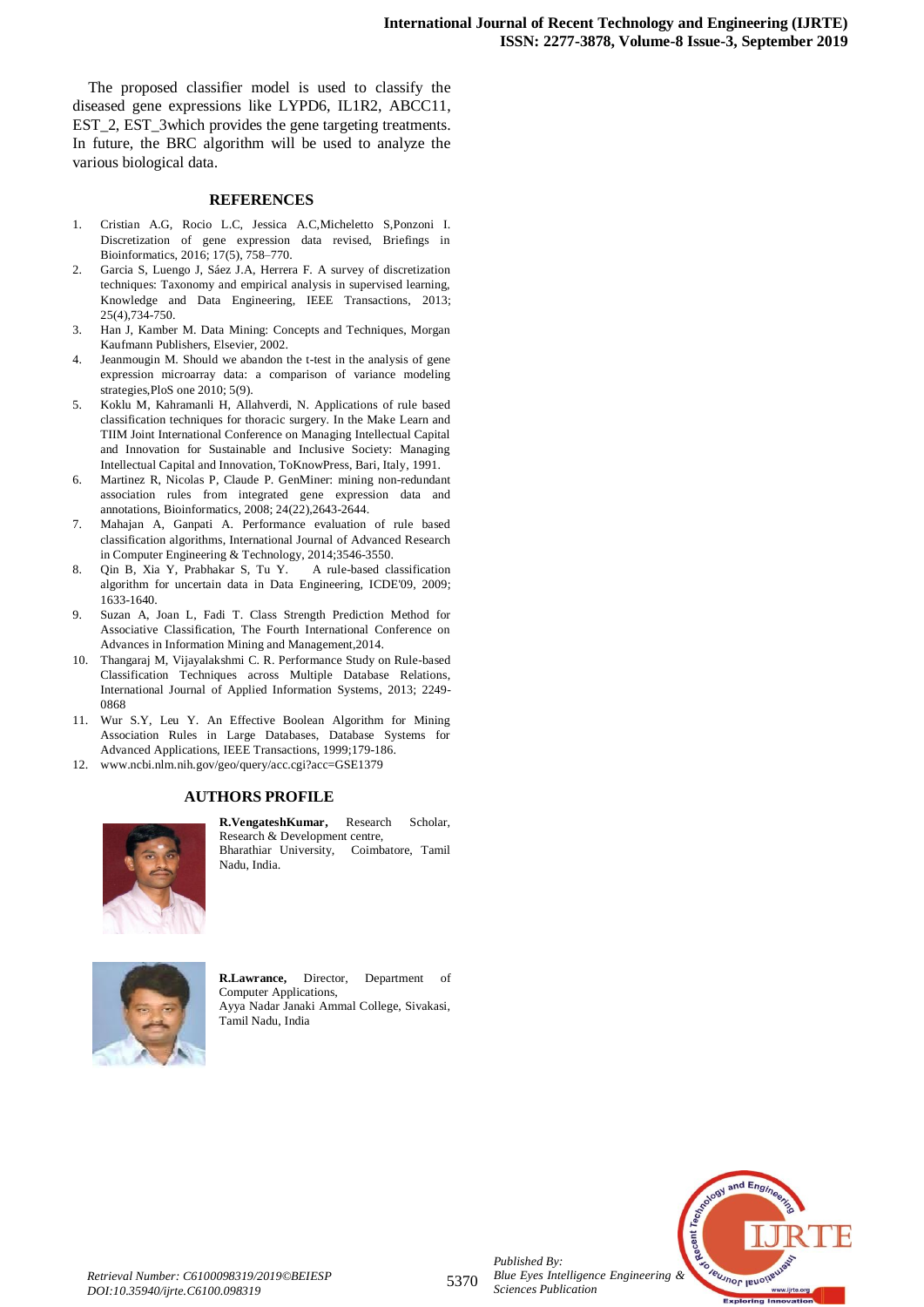The proposed classifier model is used to classify the diseased gene expressions like LYPD6, IL1R2, ABCC11, EST_2, EST_3which provides the gene targeting treatments. In future, the BRC algorithm will be used to analyze the various biological data.

## REFERENCES

1. Cristian A.G, Rocio L.C, Jessica A.C,Micheletto S,Ponzoni I. Discretization of gene expression data revised, Briefings in Bioinformatics, 2016; 17(5), 758–770.
2. Garcia S, Luengo J, Sáez J.A, Herrera F. A survey of discretization techniques: Taxonomy and empirical analysis in supervised learning, Knowledge and Data Engineering, IEEE Transactions, 2013; 25(4),734-750.
3. Han J, Kamber M. Data Mining: Concepts and Techniques, Morgan Kaufmann Publishers, Elsevier, 2002.
4. Jeanmougin M. Should we abandon the t-test in the analysis of gene expression microarray data: a comparison of variance modeling strategies,PloS one 2010; 5(9).
5. Koklu M, Kahramanli H, Allahverdi, N. Applications of rule based classification techniques for thoracic surgery. In the Make Learn and TIIM Joint International Conference on Managing Intellectual Capital and Innovation for Sustainable and Inclusive Society: Managing Intellectual Capital and Innovation, ToKnowPress, Bari, Italy, 1991.
6. Martinez R, Nicolas P, Claude P. GenMiner: mining non-redundant association rules from integrated gene expression data and annotations, Bioinformatics, 2008; 24(22),2643-2644.
7. Mahajan A, Ganpati A. Performance evaluation of rule based classification algorithms, International Journal of Advanced Research in Computer Engineering & Technology, 2014;3546-3550.
8. Qin B, Xia Y, Prabhakar S, Tu Y. A rule-based classification algorithm for uncertain data in Data Engineering, ICDE'09, 2009; 1633-1640.
9. Suzan A, Joan L, Fadi T. Class Strength Prediction Method for Associative Classification, The Fourth International Conference on Advances in Information Mining and Management,2014.
10. Thangaraj M, Vijayalakshmi C. R. Performance Study on Rule-based Classification Techniques across Multiple Database Relations, International Journal of Applied Information Systems, 2013; 2249-0868
11. Wur S.Y, Leu Y. An Effective Boolean Algorithm for Mining Association Rules in Large Databases, Database Systems for Advanced Applications, IEEE Transactions, 1999;179-186.
12. www.ncbi.nlm.nih.gov/geo/query/acc.cgi?acc=GSE1379

## AUTHORS PROFILE

**R.VengateshKumar,** Research Scholar, Research & Development centre, Bharathiar University, Coimbatore, Tamil Nadu, India.

**R.Lawrance,** Director, Department of Computer Applications, Ayya Nadar Janaki Ammal College, Sivakasi, Tamil Nadu, India